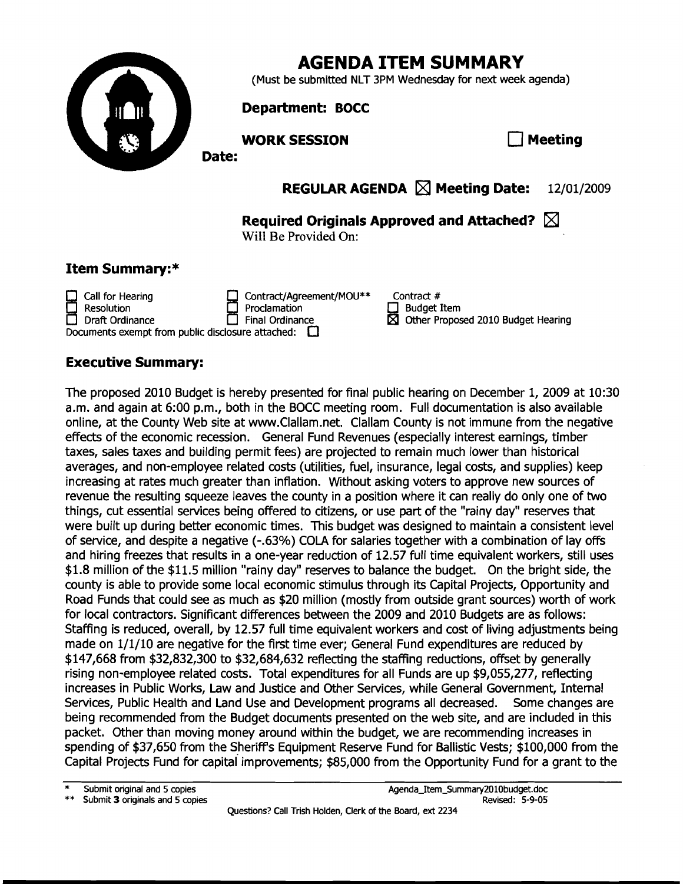# AGENDA ITEM SUMMARY

(Must be submitted NLT 3PM Wednesday for next week agenda)

**Department: BOCC**

**WORK SESSION** ☐ **Meeting**

**Date:**

**REGULAR AGENDA** ☒ **Meeting Date:** 12/01/2009

**Required Originals Approved and Attached?** ☒

Will Be Provided On:

## Item Summary:*

| | | |
|---|---|---|
| ☐ Call for Hearing | ☐ Contract/Agreement/MOU** | Contract # |
| ☐ Resolution | ☐ Proclamation | ☐ Budget Item |
| ☐ Draft Ordinance | ☐ Final Ordinance | ☒ Other Proposed 2010 Budget Hearing |

Documents exempt from public disclosure attached: ☐

## Executive Summary:

The proposed 2010 Budget is hereby presented for final public hearing on December 1, 2009 at 10:30 a.m. and again at 6:00 p.m., both in the BOCC meeting room. Full documentation is also available online, at the County Web site at www.Clallam.net. Clallam County is not immune from the negative effects of the economic recession. General Fund Revenues (especially interest earnings, timber taxes, sales taxes and building permit fees) are projected to remain much lower than historical averages, and non-employee related costs (utilities, fuel, insurance, legal costs, and supplies) keep increasing at rates much greater than inflation. Without asking voters to approve new sources of revenue the resulting squeeze leaves the county in a position where it can really do only one of two things, cut essential services being offered to citizens, or use part of the "rainy day" reserves that were built up during better economic times. This budget was designed to maintain a consistent level of service, and despite a negative (-.63%) COLA for salaries together with a combination of lay offs and hiring freezes that results in a one-year reduction of 12.57 full time equivalent workers, still uses $1.8 million of the $11.5 million "rainy day" reserves to balance the budget. On the bright side, the county is able to provide some local economic stimulus through its Capital Projects, Opportunity and Road Funds that could see as much as $20 million (mostly from outside grant sources) worth of work for local contractors. Significant differences between the 2009 and 2010 Budgets are as follows: Staffing is reduced, overall, by 12.57 full time equivalent workers and cost of living adjustments being made on 1/1/10 are negative for the first time ever; General Fund expenditures are reduced by $147,668 from $32,832,300 to $32,684,632 reflecting the staffing reductions, offset by generally rising non-employee related costs. Total expenditures for all Funds are up $9,055,277, reflecting increases in Public Works, Law and Justice and Other Services, while General Government, Internal Services, Public Health and Land Use and Development programs all decreased. Some changes are being recommended from the Budget documents presented on the web site, and are included in this packet. Other than moving money around within the budget, we are recommending increases in spending of $37,650 from the Sheriff's Equipment Reserve Fund for Ballistic Vests; $100,000 from the Capital Projects Fund for capital improvements; $85,000 from the Opportunity Fund for a grant to the

\* Submit original and 5 copies

\** Submit **3** originals and 5 copies

Agenda_Item_Summary2010budget.doc
Revised: 5-9-05

Questions? Call Trish Holden, Clerk of the Board, ext 2234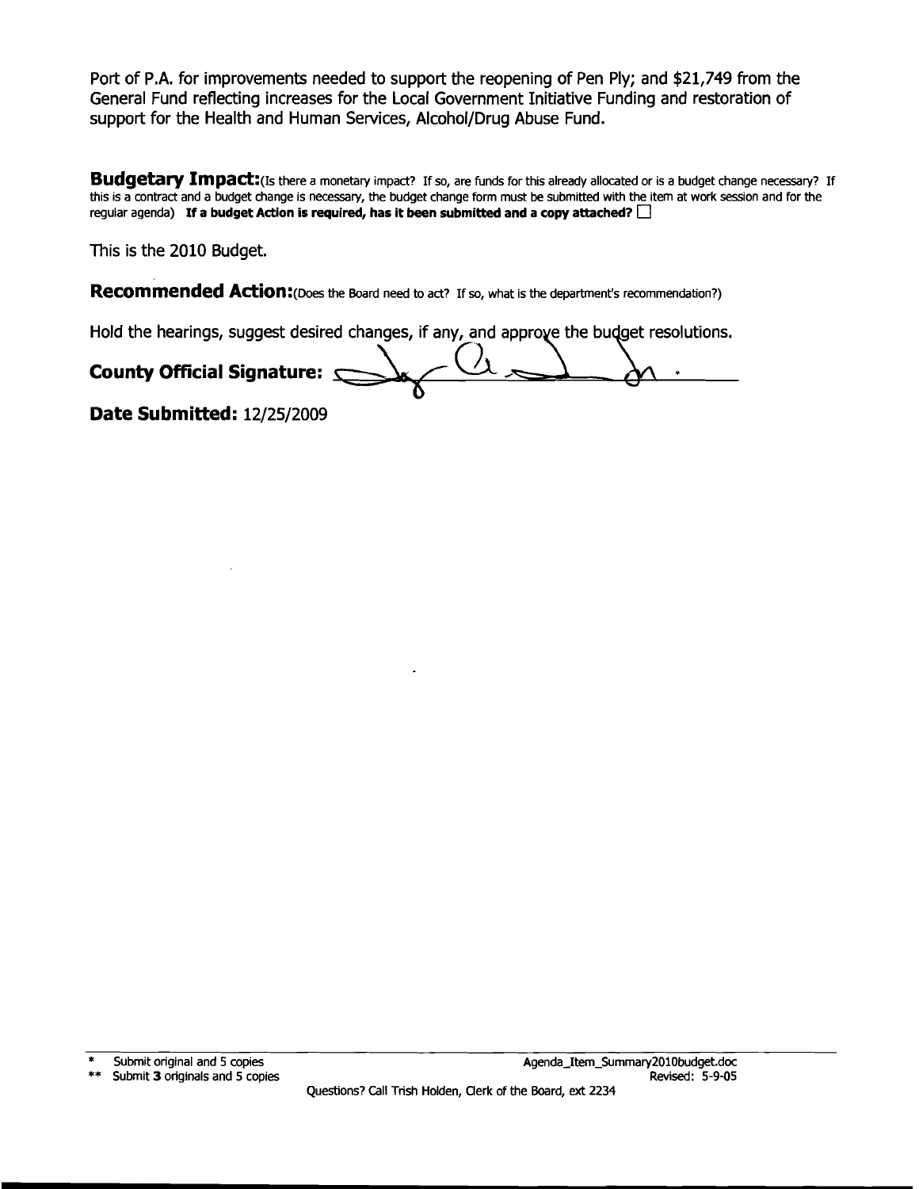Port of P.A. for improvements needed to support the reopening of Pen Ply; and $21,749 from the General Fund reflecting increases for the Local Government Initiative Funding and restoration of support for the Health and Human Services, Alcohol/Drug Abuse Fund.

**Budgetary Impact:** (Is there a monetary impact? If so, are funds for this already allocated or is a budget change necessary? If this is a contract and a budget change is necessary, the budget change form must be submitted with the item at work session and for the regular agenda) **If a budget Action is required, has it been submitted and a copy attached?** ☐

This is the 2010 Budget.

**Recommended Action:** (Does the Board need to act? If so, what is the department's recommendation?)

Hold the hearings, suggest desired changes, if any, and approve the budget resolutions.

**County Official Signature:** _______________

**Date Submitted:** 12/25/2009

\* Submit original and 5 copies
\*\* Submit **3** originals and 5 copies

Agenda_Item_Summary2010budget.doc
Revised: 5-9-05

Questions? Call Trish Holden, Clerk of the Board, ext 2234